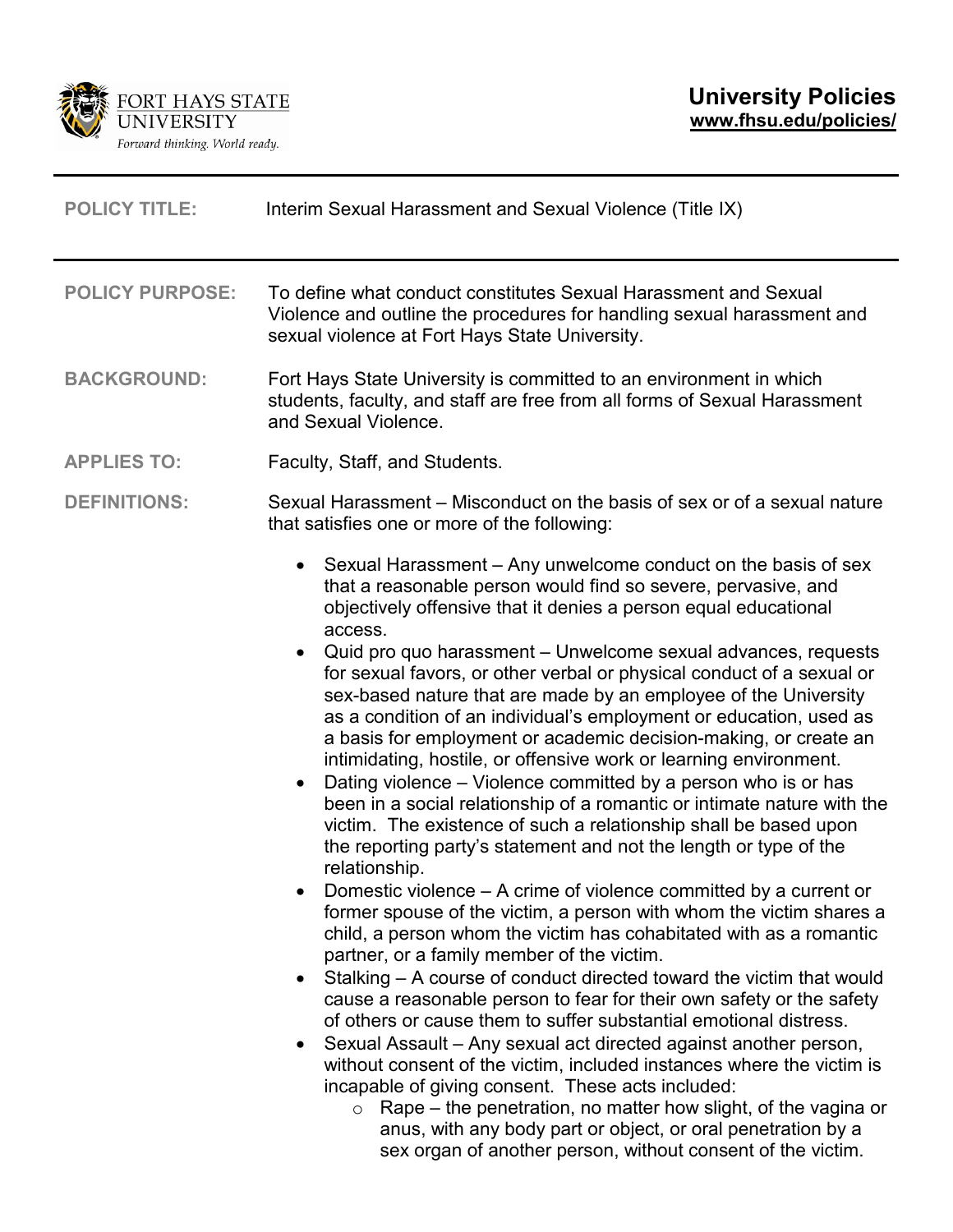FORT HAYS STATE UNIVERSITY
*Forward thinking. World ready.*

**University Policies**
**www.fhsu.edu/policies/**

---

**POLICY TITLE:** Interim Sexual Harassment and Sexual Violence (Title IX)

---

**POLICY PURPOSE:** To define what conduct constitutes Sexual Harassment and Sexual Violence and outline the procedures for handling sexual harassment and sexual violence at Fort Hays State University.

**BACKGROUND:** Fort Hays State University is committed to an environment in which students, faculty, and staff are free from all forms of Sexual Harassment and Sexual Violence.

**APPLIES TO:** Faculty, Staff, and Students.

**DEFINITIONS:** Sexual Harassment – Misconduct on the basis of sex or of a sexual nature that satisfies one or more of the following:

- Sexual Harassment – Any unwelcome conduct on the basis of sex that a reasonable person would find so severe, pervasive, and objectively offensive that it denies a person equal educational access.
- Quid pro quo harassment – Unwelcome sexual advances, requests for sexual favors, or other verbal or physical conduct of a sexual or sex-based nature that are made by an employee of the University as a condition of an individual's employment or education, used as a basis for employment or academic decision-making, or create an intimidating, hostile, or offensive work or learning environment.
- Dating violence – Violence committed by a person who is or has been in a social relationship of a romantic or intimate nature with the victim. The existence of such a relationship shall be based upon the reporting party's statement and not the length or type of the relationship.
- Domestic violence – A crime of violence committed by a current or former spouse of the victim, a person with whom the victim shares a child, a person whom the victim has cohabitated with as a romantic partner, or a family member of the victim.
- Stalking – A course of conduct directed toward the victim that would cause a reasonable person to fear for their own safety or the safety of others or cause them to suffer substantial emotional distress.
- Sexual Assault – Any sexual act directed against another person, without consent of the victim, included instances where the victim is incapable of giving consent. These acts included:
  - Rape – the penetration, no matter how slight, of the vagina or anus, with any body part or object, or oral penetration by a sex organ of another person, without consent of the victim.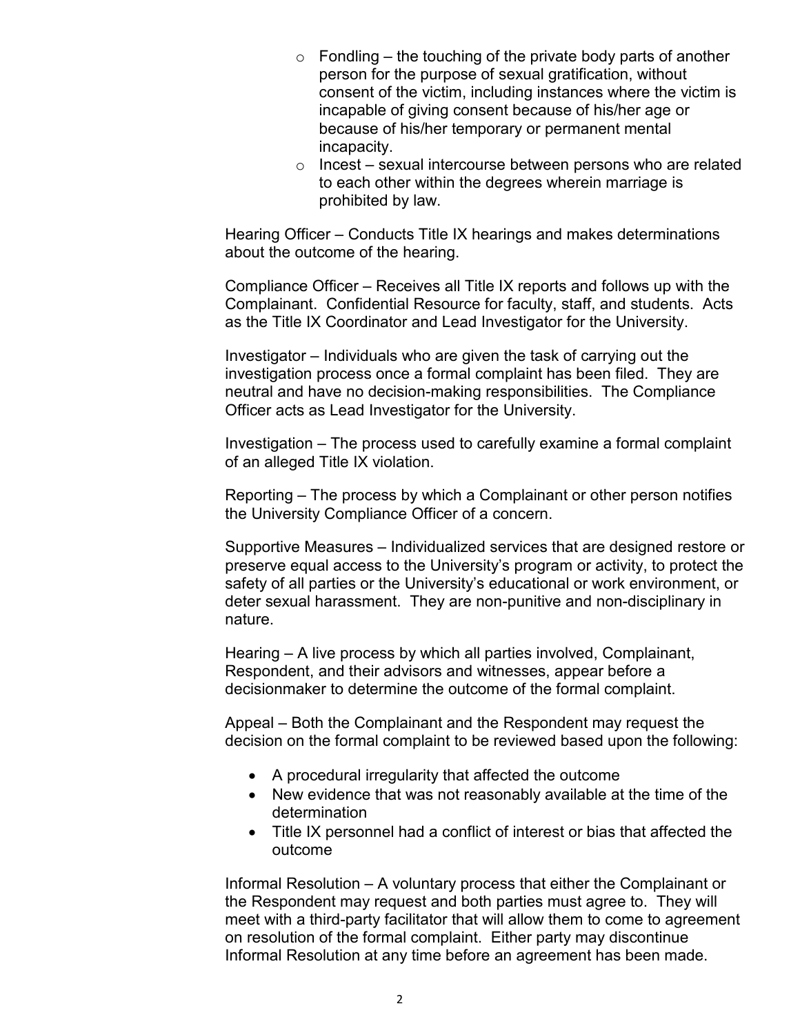- Fondling – the touching of the private body parts of another person for the purpose of sexual gratification, without consent of the victim, including instances where the victim is incapable of giving consent because of his/her age or because of his/her temporary or permanent mental incapacity.
- Incest – sexual intercourse between persons who are related to each other within the degrees wherein marriage is prohibited by law.

Hearing Officer – Conducts Title IX hearings and makes determinations about the outcome of the hearing.

Compliance Officer – Receives all Title IX reports and follows up with the Complainant. Confidential Resource for faculty, staff, and students. Acts as the Title IX Coordinator and Lead Investigator for the University.

Investigator – Individuals who are given the task of carrying out the investigation process once a formal complaint has been filed. They are neutral and have no decision-making responsibilities. The Compliance Officer acts as Lead Investigator for the University.

Investigation – The process used to carefully examine a formal complaint of an alleged Title IX violation.

Reporting – The process by which a Complainant or other person notifies the University Compliance Officer of a concern.

Supportive Measures – Individualized services that are designed restore or preserve equal access to the University's program or activity, to protect the safety of all parties or the University's educational or work environment, or deter sexual harassment. They are non-punitive and non-disciplinary in nature.

Hearing – A live process by which all parties involved, Complainant, Respondent, and their advisors and witnesses, appear before a decisionmaker to determine the outcome of the formal complaint.

Appeal – Both the Complainant and the Respondent may request the decision on the formal complaint to be reviewed based upon the following:

- A procedural irregularity that affected the outcome
- New evidence that was not reasonably available at the time of the determination
- Title IX personnel had a conflict of interest or bias that affected the outcome

Informal Resolution – A voluntary process that either the Complainant or the Respondent may request and both parties must agree to. They will meet with a third-party facilitator that will allow them to come to agreement on resolution of the formal complaint. Either party may discontinue Informal Resolution at any time before an agreement has been made.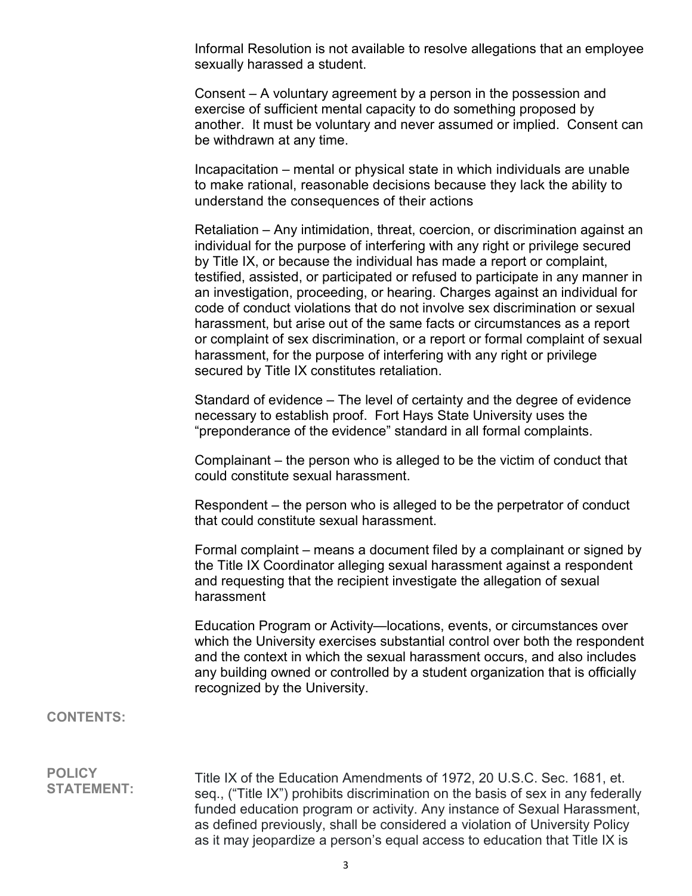Informal Resolution is not available to resolve allegations that an employee sexually harassed a student.

Consent – A voluntary agreement by a person in the possession and exercise of sufficient mental capacity to do something proposed by another. It must be voluntary and never assumed or implied. Consent can be withdrawn at any time.

Incapacitation – mental or physical state in which individuals are unable to make rational, reasonable decisions because they lack the ability to understand the consequences of their actions

Retaliation – Any intimidation, threat, coercion, or discrimination against an individual for the purpose of interfering with any right or privilege secured by Title IX, or because the individual has made a report or complaint, testified, assisted, or participated or refused to participate in any manner in an investigation, proceeding, or hearing. Charges against an individual for code of conduct violations that do not involve sex discrimination or sexual harassment, but arise out of the same facts or circumstances as a report or complaint of sex discrimination, or a report or formal complaint of sexual harassment, for the purpose of interfering with any right or privilege secured by Title IX constitutes retaliation.

Standard of evidence – The level of certainty and the degree of evidence necessary to establish proof. Fort Hays State University uses the "preponderance of the evidence" standard in all formal complaints.

Complainant – the person who is alleged to be the victim of conduct that could constitute sexual harassment.

Respondent – the person who is alleged to be the perpetrator of conduct that could constitute sexual harassment.

Formal complaint – means a document filed by a complainant or signed by the Title IX Coordinator alleging sexual harassment against a respondent and requesting that the recipient investigate the allegation of sexual harassment

Education Program or Activity—locations, events, or circumstances over which the University exercises substantial control over both the respondent and the context in which the sexual harassment occurs, and also includes any building owned or controlled by a student organization that is officially recognized by the University.

**CONTENTS:**

**POLICY STATEMENT:**

Title IX of the Education Amendments of 1972, 20 U.S.C. Sec. 1681, et. seq., ("Title IX") prohibits discrimination on the basis of sex in any federally funded education program or activity. Any instance of Sexual Harassment, as defined previously, shall be considered a violation of University Policy as it may jeopardize a person's equal access to education that Title IX is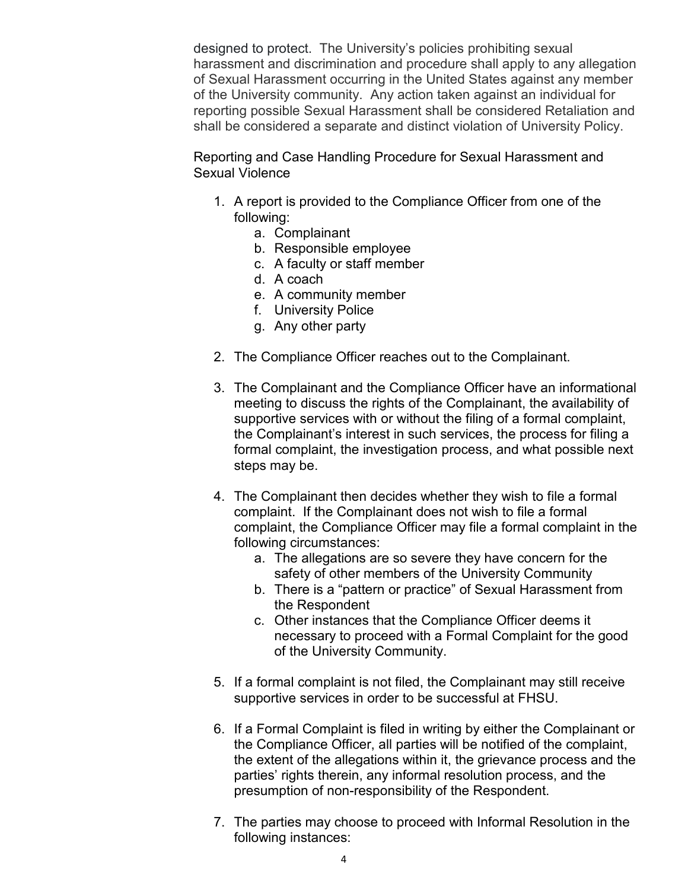designed to protect. The University's policies prohibiting sexual harassment and discrimination and procedure shall apply to any allegation of Sexual Harassment occurring in the United States against any member of the University community. Any action taken against an individual for reporting possible Sexual Harassment shall be considered Retaliation and shall be considered a separate and distinct violation of University Policy.

Reporting and Case Handling Procedure for Sexual Harassment and Sexual Violence

1. A report is provided to the Compliance Officer from one of the following:
    a. Complainant
    b. Responsible employee
    c. A faculty or staff member
    d. A coach
    e. A community member
    f. University Police
    g. Any other party

2. The Compliance Officer reaches out to the Complainant.

3. The Complainant and the Compliance Officer have an informational meeting to discuss the rights of the Complainant, the availability of supportive services with or without the filing of a formal complaint, the Complainant's interest in such services, the process for filing a formal complaint, the investigation process, and what possible next steps may be.

4. The Complainant then decides whether they wish to file a formal complaint. If the Complainant does not wish to file a formal complaint, the Compliance Officer may file a formal complaint in the following circumstances:
    a. The allegations are so severe they have concern for the safety of other members of the University Community
    b. There is a "pattern or practice" of Sexual Harassment from the Respondent
    c. Other instances that the Compliance Officer deems it necessary to proceed with a Formal Complaint for the good of the University Community.

5. If a formal complaint is not filed, the Complainant may still receive supportive services in order to be successful at FHSU.

6. If a Formal Complaint is filed in writing by either the Complainant or the Compliance Officer, all parties will be notified of the complaint, the extent of the allegations within it, the grievance process and the parties' rights therein, any informal resolution process, and the presumption of non-responsibility of the Respondent.

7. The parties may choose to proceed with Informal Resolution in the following instances: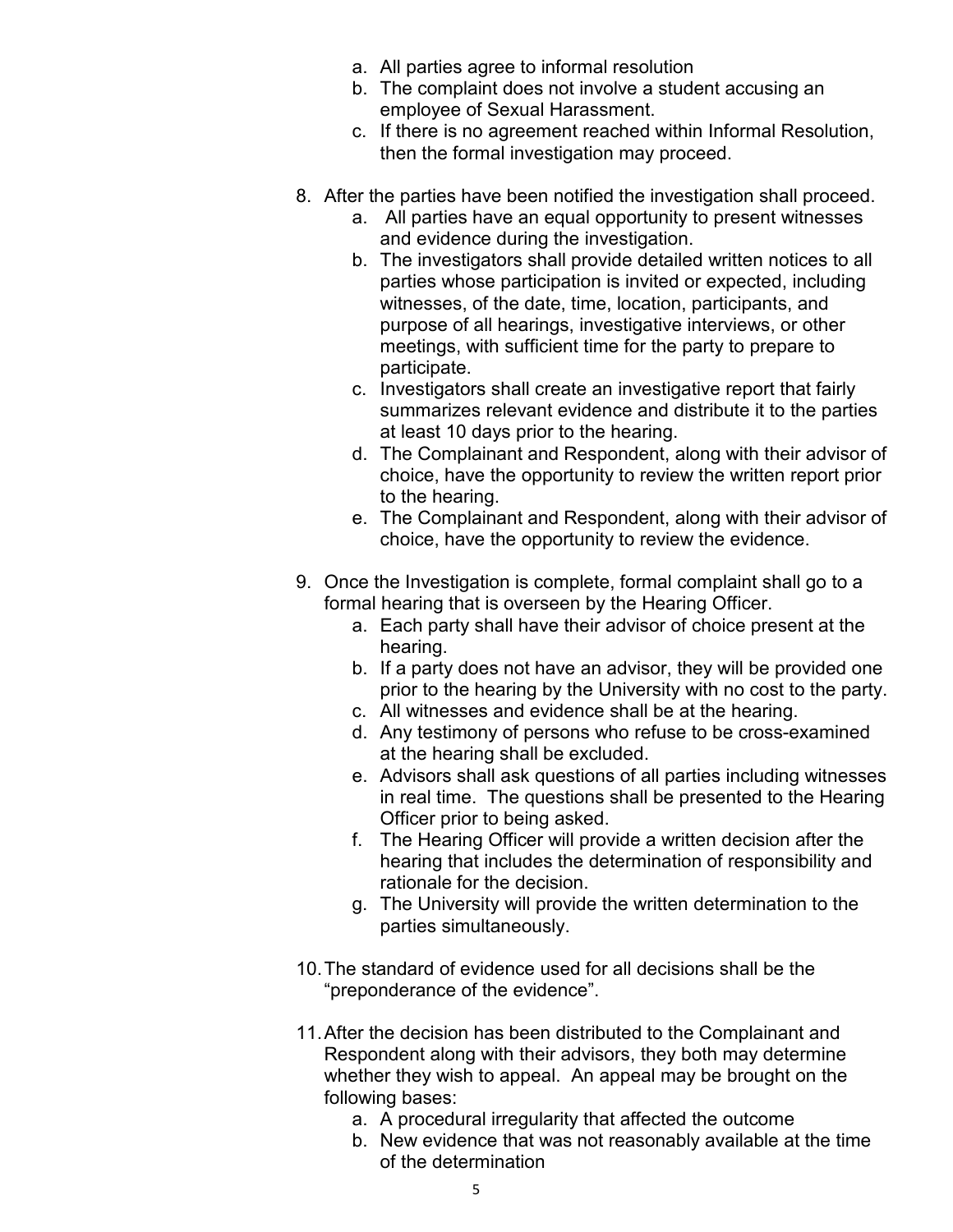a. All parties agree to informal resolution
b. The complaint does not involve a student accusing an employee of Sexual Harassment.
c. If there is no agreement reached within Informal Resolution, then the formal investigation may proceed.

8. After the parties have been notified the investigation shall proceed.
    a. All parties have an equal opportunity to present witnesses and evidence during the investigation.
    b. The investigators shall provide detailed written notices to all parties whose participation is invited or expected, including witnesses, of the date, time, location, participants, and purpose of all hearings, investigative interviews, or other meetings, with sufficient time for the party to prepare to participate.
    c. Investigators shall create an investigative report that fairly summarizes relevant evidence and distribute it to the parties at least 10 days prior to the hearing.
    d. The Complainant and Respondent, along with their advisor of choice, have the opportunity to review the written report prior to the hearing.
    e. The Complainant and Respondent, along with their advisor of choice, have the opportunity to review the evidence.

9. Once the Investigation is complete, formal complaint shall go to a formal hearing that is overseen by the Hearing Officer.
    a. Each party shall have their advisor of choice present at the hearing.
    b. If a party does not have an advisor, they will be provided one prior to the hearing by the University with no cost to the party.
    c. All witnesses and evidence shall be at the hearing.
    d. Any testimony of persons who refuse to be cross-examined at the hearing shall be excluded.
    e. Advisors shall ask questions of all parties including witnesses in real time. The questions shall be presented to the Hearing Officer prior to being asked.
    f. The Hearing Officer will provide a written decision after the hearing that includes the determination of responsibility and rationale for the decision.
    g. The University will provide the written determination to the parties simultaneously.

10. The standard of evidence used for all decisions shall be the "preponderance of the evidence".

11. After the decision has been distributed to the Complainant and Respondent along with their advisors, they both may determine whether they wish to appeal. An appeal may be brought on the following bases:
    a. A procedural irregularity that affected the outcome
    b. New evidence that was not reasonably available at the time of the determination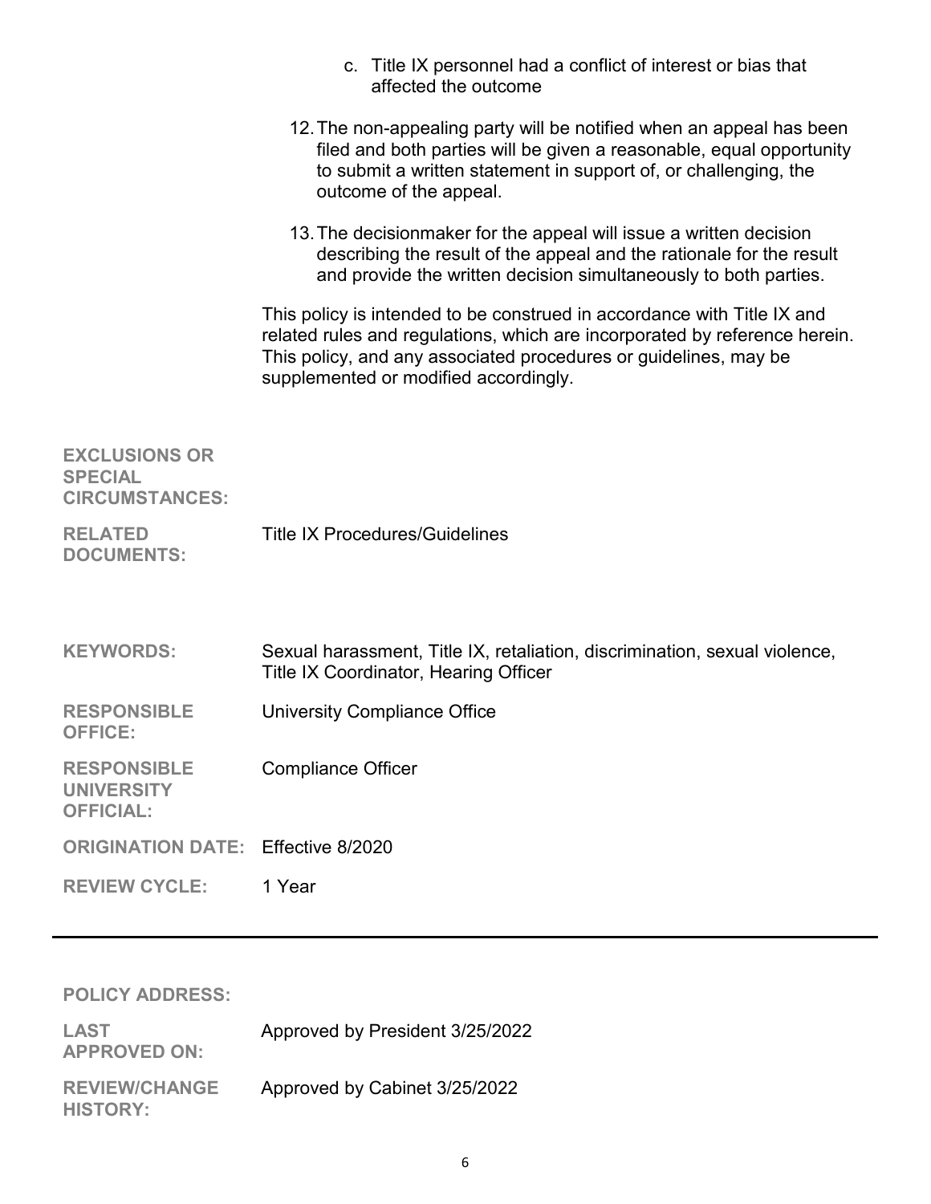c. Title IX personnel had a conflict of interest or bias that affected the outcome

12. The non-appealing party will be notified when an appeal has been filed and both parties will be given a reasonable, equal opportunity to submit a written statement in support of, or challenging, the outcome of the appeal.

13. The decisionmaker for the appeal will issue a written decision describing the result of the appeal and the rationale for the result and provide the written decision simultaneously to both parties.

This policy is intended to be construed in accordance with Title IX and related rules and regulations, which are incorporated by reference herein. This policy, and any associated procedures or guidelines, may be supplemented or modified accordingly.

| | |
|---|---|
| **EXCLUSIONS OR SPECIAL CIRCUMSTANCES:** | |
| **RELATED DOCUMENTS:** | Title IX Procedures/Guidelines |
| **KEYWORDS:** | Sexual harassment, Title IX, retaliation, discrimination, sexual violence, Title IX Coordinator, Hearing Officer |
| **RESPONSIBLE OFFICE:** | University Compliance Office |
| **RESPONSIBLE UNIVERSITY OFFICIAL:** | Compliance Officer |
| **ORIGINATION DATE:** | Effective 8/2020 |
| **REVIEW CYCLE:** | 1 Year |

---

| | |
|---|---|
| **POLICY ADDRESS:** | |
| **LAST APPROVED ON:** | Approved by President 3/25/2022 |
| **REVIEW/CHANGE HISTORY:** | Approved by Cabinet 3/25/2022 |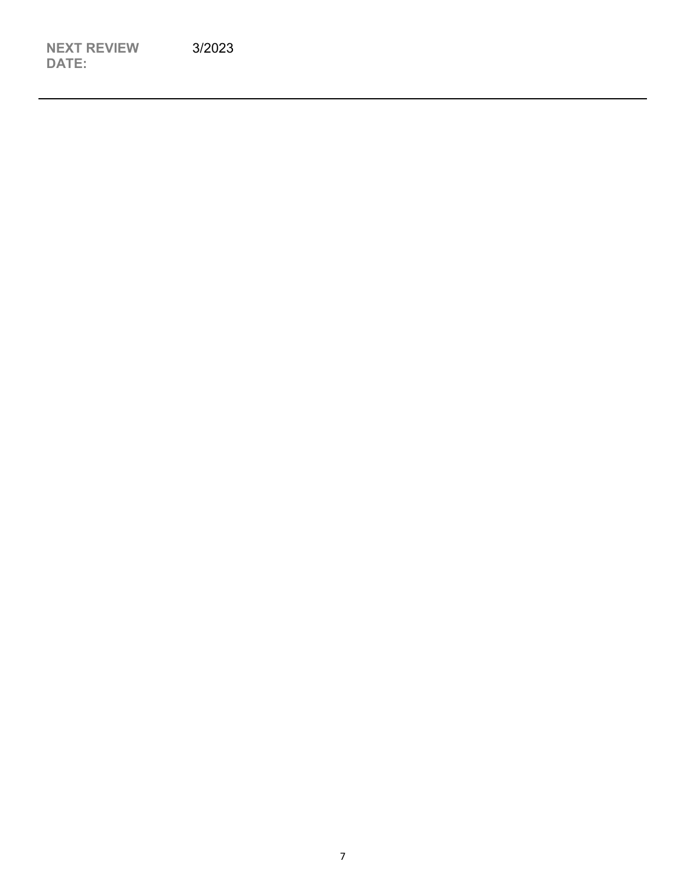| | |
|---|---|
| **NEXT REVIEW DATE:** | 3/2023 |

---